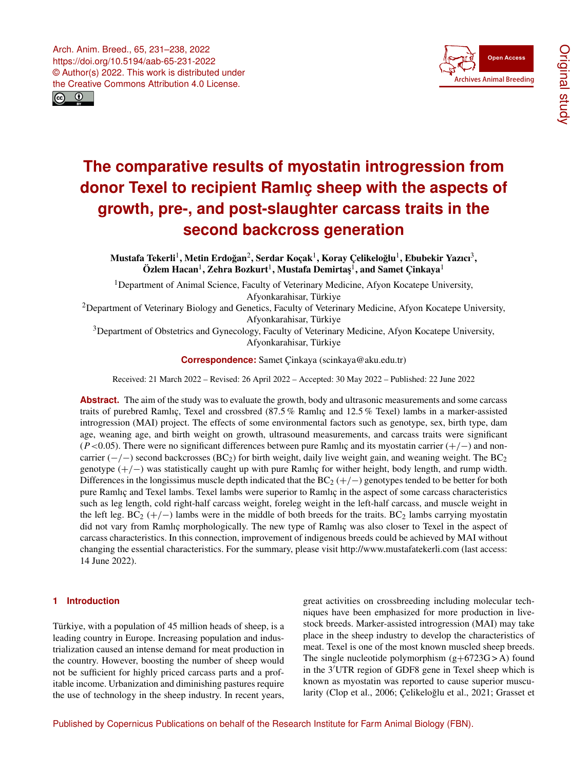# The comparative results of myostatin introgression from donor Texel to recipient Ramlıç sheep with the aspects of growth, pre-, and post-slaughter carcass traits in the second backcross generation

**Mustafa Tekerli[1], Metin Erdoğan[2], Serdar Koçak[1], Koray Çelikeloğlu[1], Ebubekir Yazıcı[3], Özlem Hacan[1], Zehra Bozkurt[1], Mustafa Demirtaş[1], and Samet Çinkaya[1]**

[1]Department of Animal Science, Faculty of Veterinary Medicine, Afyon Kocatepe University, Afyonkarahisar, Türkiye

[2]Department of Veterinary Biology and Genetics, Faculty of Veterinary Medicine, Afyon Kocatepe University, Afyonkarahisar, Türkiye

[3]Department of Obstetrics and Gynecology, Faculty of Veterinary Medicine, Afyon Kocatepe University, Afyonkarahisar, Türkiye

**Correspondence:** Samet Çinkaya (scinkaya@aku.edu.tr)

Received: 21 March 2022 – Revised: 26 April 2022 – Accepted: 30 May 2022 – Published: 22 June 2022

**Abstract.** The aim of the study was to evaluate the growth, body and ultrasonic measurements and some carcass traits of purebred Ramlıç, Texel and crossbred (87.5 % Ramlıç and 12.5 % Texel) lambs in a marker-assisted introgression (MAI) project. The effects of some environmental factors such as genotype, sex, birth type, dam age, weaning age, and birth weight on growth, ultrasound measurements, and carcass traits were significant ($P < 0.05$). There were no significant differences between pure Ramlıç and its myostatin carrier (+/−) and non-carrier (−/−) second backcrosses ($BC_2$) for birth weight, daily live weight gain, and weaning weight. The $BC_2$ genotype (+/−) was statistically caught up with pure Ramlıç for wither height, body length, and rump width. Differences in the longissimus muscle depth indicated that the $BC_2$ (+/−) genotypes tended to be better for both pure Ramlıç and Texel lambs. Texel lambs were superior to Ramlıç in the aspect of some carcass characteristics such as leg length, cold right-half carcass weight, foreleg weight in the left-half carcass, and muscle weight in the left leg. $BC_2$ (+/−) lambs were in the middle of both breeds for the traits. $BC_2$ lambs carrying myostatin did not vary from Ramlıç morphologically. The new type of Ramlıç was also closer to Texel in the aspect of carcass characteristics. In this connection, improvement of indigenous breeds could be achieved by MAI without changing the essential characteristics. For the summary, please visit http://www.mustafatekerli.com (last access: 14 June 2022).

## 1 Introduction

Türkiye, with a population of 45 million heads of sheep, is a leading country in Europe. Increasing population and industrialization caused an intense demand for meat production in the country. However, boosting the number of sheep would not be sufficient for highly priced carcass parts and a profitable income. Urbanization and diminishing pastures require the use of technology in the sheep industry. In recent years, great activities on crossbreeding including molecular techniques have been emphasized for more production in livestock breeds. Marker-assisted introgression (MAI) may take place in the sheep industry to develop the characteristics of meat. Texel is one of the most known muscled sheep breeds. The single nucleotide polymorphism (g+6723G > A) found in the 3′UTR region of GDF8 gene in Texel sheep which is known as myostatin was reported to cause superior muscularity (Clop et al., 2006; Çelikeloğlu et al., 2021; Grasset et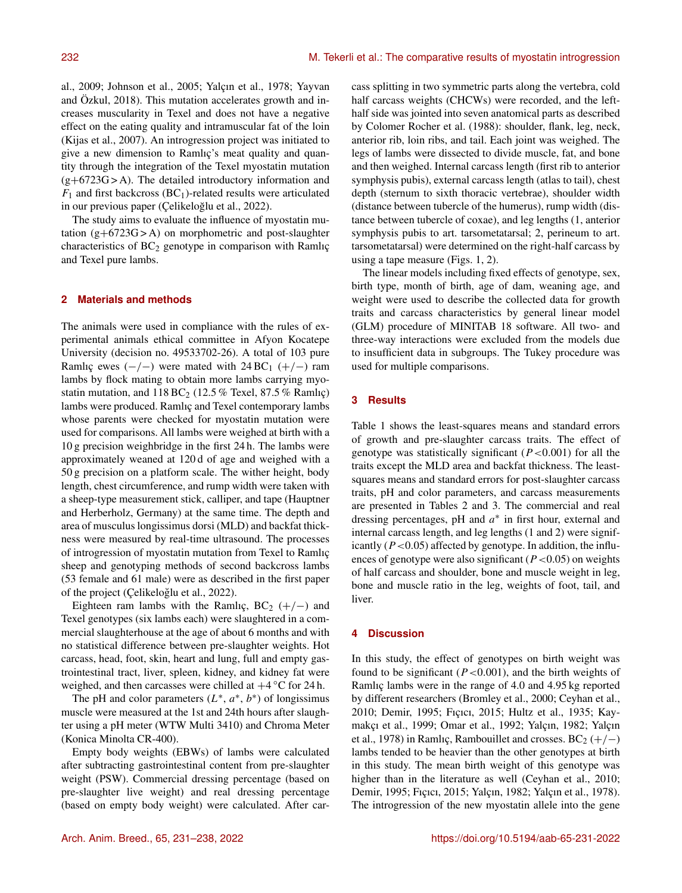al., 2009; Johnson et al., 2005; Yalçın et al., 1978; Yayvan and Özkul, 2018). This mutation accelerates growth and increases muscularity in Texel and does not have a negative effect on the eating quality and intramuscular fat of the loin (Kijas et al., 2007). An introgression project was initiated to give a new dimension to Ramlıç's meat quality and quantity through the integration of the Texel myostatin mutation (g+6723G > A). The detailed introductory information and $F_1$ and first backcross ($BC_1$)-related results were articulated in our previous paper (Çelikeloğlu et al., 2022).

The study aims to evaluate the influence of myostatin mutation (g+6723G > A) on morphometric and post-slaughter characteristics of $BC_2$ genotype in comparison with Ramlıç and Texel pure lambs.

## 2 Materials and methods

The animals were used in compliance with the rules of experimental animals ethical committee in Afyon Kocatepe University (decision no. 49533702-26). A total of 103 pure Ramlıç ewes (−/−) were mated with 24 $BC_1$ (+/−) ram lambs by flock mating to obtain more lambs carrying myostatin mutation, and 118 $BC_2$ (12.5 % Texel, 87.5 % Ramlıç) lambs were produced. Ramlıç and Texel contemporary lambs whose parents were checked for myostatin mutation were used for comparisons. All lambs were weighed at birth with a 10 g precision weighbridge in the first 24 h. The lambs were approximately weaned at 120 d of age and weighed with a 50 g precision on a platform scale. The wither height, body length, chest circumference, and rump width were taken with a sheep-type measurement stick, calliper, and tape (Hauptner and Herberholz, Germany) at the same time. The depth and area of musculus longissimus dorsi (MLD) and backfat thickness were measured by real-time ultrasound. The processes of introgression of myostatin mutation from Texel to Ramlıç sheep and genotyping methods of second backcross lambs (53 female and 61 male) were as described in the first paper of the project (Çelikeloğlu et al., 2022).

Eighteen ram lambs with the Ramlıç, $BC_2$ (+/−) and Texel genotypes (six lambs each) were slaughtered in a commercial slaughterhouse at the age of about 6 months and with no statistical difference between pre-slaughter weights. Hot carcass, head, foot, skin, heart and lung, full and empty gastrointestinal tract, liver, spleen, kidney, and kidney fat were weighed, and then carcasses were chilled at +4 °C for 24 h.

The pH and color parameters ($L^*$, $a^*$, $b^*$) of longissimus muscle were measured at the 1st and 24th hours after slaughter using a pH meter (WTW Multi 3410) and Chroma Meter (Konica Minolta CR-400).

Empty body weights (EBWs) of lambs were calculated after subtracting gastrointestinal content from pre-slaughter weight (PSW). Commercial dressing percentage (based on pre-slaughter live weight) and real dressing percentage (based on empty body weight) were calculated. After carcass splitting in two symmetric parts along the vertebra, cold half carcass weights (CHCWs) were recorded, and the left-half side was jointed into seven anatomical parts as described by Colomer Rocher et al. (1988): shoulder, flank, leg, neck, anterior rib, loin ribs, and tail. Each joint was weighed. The legs of lambs were dissected to divide muscle, fat, and bone and then weighed. Internal carcass length (first rib to anterior symphysis pubis), external carcass length (atlas to tail), chest depth (sternum to sixth thoracic vertebrae), shoulder width (distance between tubercle of the humerus), rump width (distance between tubercle of coxae), and leg lengths (1, anterior symphysis pubis to art. tarsometatarsal; 2, perineum to art. tarsometatarsal) were determined on the right-half carcass by using a tape measure (Figs. 1, 2).

The linear models including fixed effects of genotype, sex, birth type, month of birth, age of dam, weaning age, and weight were used to describe the collected data for growth traits and carcass characteristics by general linear model (GLM) procedure of MINITAB 18 software. All two- and three-way interactions were excluded from the models due to insufficient data in subgroups. The Tukey procedure was used for multiple comparisons.

## 3 Results

Table 1 shows the least-squares means and standard errors of growth and pre-slaughter carcass traits. The effect of genotype was statistically significant ($P < 0.001$) for all the traits except the MLD area and backfat thickness. The least-squares means and standard errors for post-slaughter carcass traits, pH and color parameters, and carcass measurements are presented in Tables 2 and 3. The commercial and real dressing percentages, pH and $a^*$ in first hour, external and internal carcass length, and leg lengths (1 and 2) were significantly ($P < 0.05$) affected by genotype. In addition, the influences of genotype were also significant ($P < 0.05$) on weights of half carcass and shoulder, bone and muscle weight in leg, bone and muscle ratio in the leg, weights of foot, tail, and liver.

## 4 Discussion

In this study, the effect of genotypes on birth weight was found to be significant ($P < 0.001$), and the birth weights of Ramlıç lambs were in the range of 4.0 and 4.95 kg reported by different researchers (Bromley et al., 2000; Ceyhan et al., 2010; Demir, 1995; Fıçıcı, 2015; Hultz et al., 1935; Kaymakçı et al., 1999; Omar et al., 1992; Yalçın, 1982; Yalçın et al., 1978) in Ramlıç, Rambouillet and crosses. $BC_2$ (+/−) lambs tended to be heavier than the other genotypes at birth in this study. The mean birth weight of this genotype was higher than in the literature as well (Ceyhan et al., 2010; Demir, 1995; Fıçıcı, 2015; Yalçın, 1982; Yalçın et al., 1978). The introgression of the new myostatin allele into the gene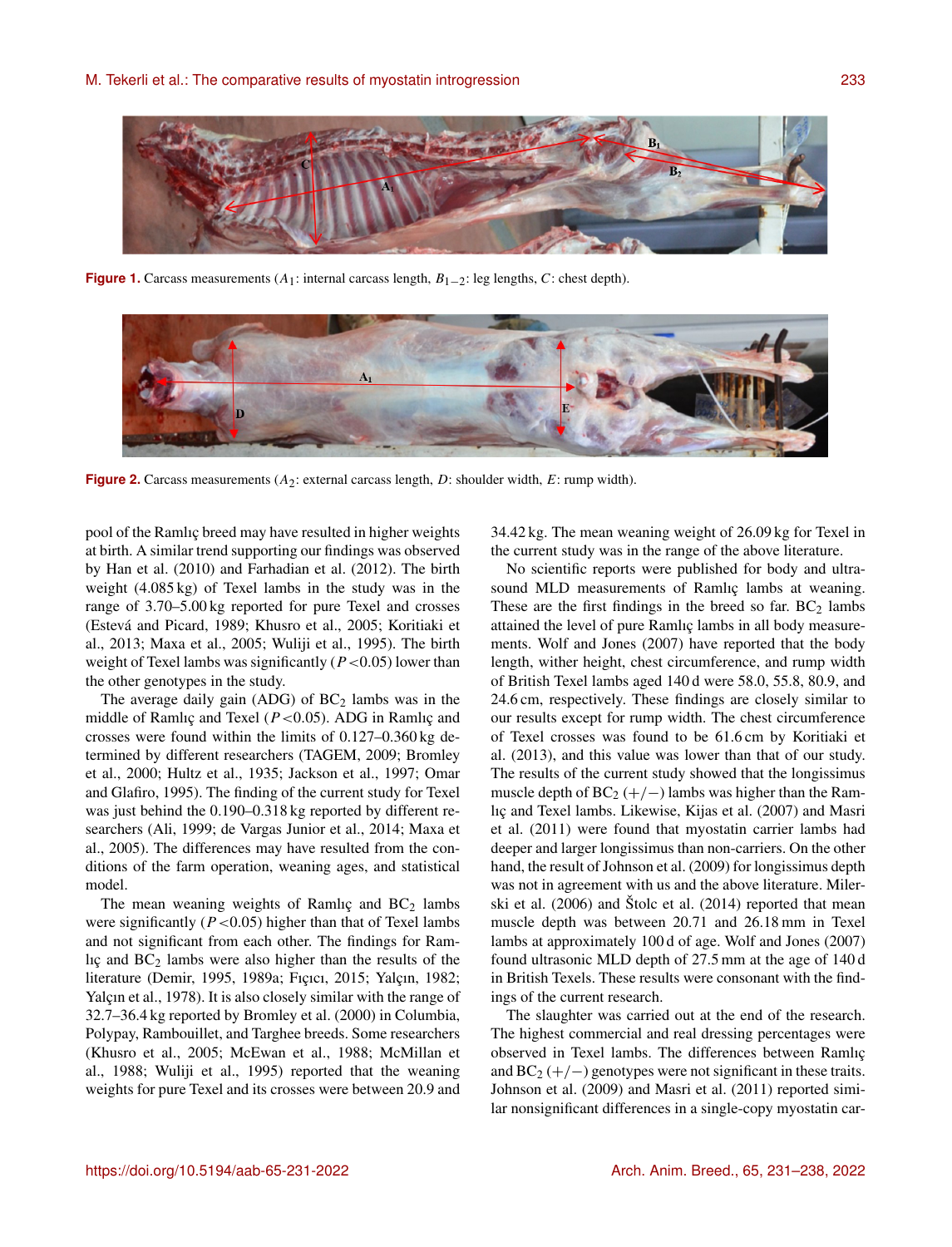**Figure 1.** Carcass measurements ($A_1$: internal carcass length, $B_{1-2}$: leg lengths, $C$: chest depth).

**Figure 2.** Carcass measurements ($A_2$: external carcass length, $D$: shoulder width, $E$: rump width).

pool of the Ramlıç breed may have resulted in higher weights at birth. A similar trend supporting our findings was observed by Han et al. (2010) and Farhadian et al. (2012). The birth weight (4.085 kg) of Texel lambs in the study was in the range of 3.70–5.00 kg reported for pure Texel and crosses (Estevá and Picard, 1989; Khusro et al., 2005; Koritiaki et al., 2013; Maxa et al., 2005; Wuliji et al., 1995). The birth weight of Texel lambs was significantly ($P < 0.05$) lower than the other genotypes in the study.

The average daily gain (ADG) of $BC_2$ lambs was in the middle of Ramlıç and Texel ($P < 0.05$). ADG in Ramlıç and crosses were found within the limits of 0.127–0.360 kg determined by different researchers (TAGEM, 2009; Bromley et al., 2000; Hultz et al., 1935; Jackson et al., 1997; Omar and Glafiro, 1995). The finding of the current study for Texel was just behind the 0.190–0.318 kg reported by different researchers (Ali, 1999; de Vargas Junior et al., 2014; Maxa et al., 2005). The differences may have resulted from the conditions of the farm operation, weaning ages, and statistical model.

The mean weaning weights of Ramlıç and $BC_2$ lambs were significantly ($P < 0.05$) higher than that of Texel lambs and not significant from each other. The findings for Ramlıç and $BC_2$ lambs were also higher than the results of the literature (Demir, 1995, 1989a; Fıçıcı, 2015; Yalçın, 1982; Yalçın et al., 1978). It is also closely similar with the range of 32.7–36.4 kg reported by Bromley et al. (2000) in Columbia, Polypay, Rambouillet, and Targhee breeds. Some researchers (Khusro et al., 2005; McEwan et al., 1988; McMillan et al., 1988; Wuliji et al., 1995) reported that the weaning weights for pure Texel and its crosses were between 20.9 and 34.42 kg. The mean weaning weight of 26.09 kg for Texel in the current study was in the range of the above literature.

No scientific reports were published for body and ultrasound MLD measurements of Ramlıç lambs at weaning. These are the first findings in the breed so far. $BC_2$ lambs attained the level of pure Ramlıç lambs in all body measurements. Wolf and Jones (2007) have reported that the body length, wither height, chest circumference, and rump width of British Texel lambs aged 140 d were 58.0, 55.8, 80.9, and 24.6 cm, respectively. These findings are closely similar to our results except for rump width. The chest circumference of Texel crosses was found to be 61.6 cm by Koritiaki et al. (2013), and this value was lower than that of our study. The results of the current study showed that the longissimus muscle depth of $BC_2$ (+/−) lambs was higher than the Ramlıç and Texel lambs. Likewise, Kijas et al. (2007) and Masri et al. (2011) were found that myostatin carrier lambs had deeper and larger longissimus than non-carriers. On the other hand, the result of Johnson et al. (2009) for longissimus depth was not in agreement with us and the above literature. Milerski et al. (2006) and Štolc et al. (2014) reported that mean muscle depth was between 20.71 and 26.18 mm in Texel lambs at approximately 100 d of age. Wolf and Jones (2007) found ultrasonic MLD depth of 27.5 mm at the age of 140 d in British Texels. These results were consonant with the findings of the current research.

The slaughter was carried out at the end of the research. The highest commercial and real dressing percentages were observed in Texel lambs. The differences between Ramlıç and $BC_2$ (+/−) genotypes were not significant in these traits. Johnson et al. (2009) and Masri et al. (2011) reported similar nonsignificant differences in a single-copy myostatin car-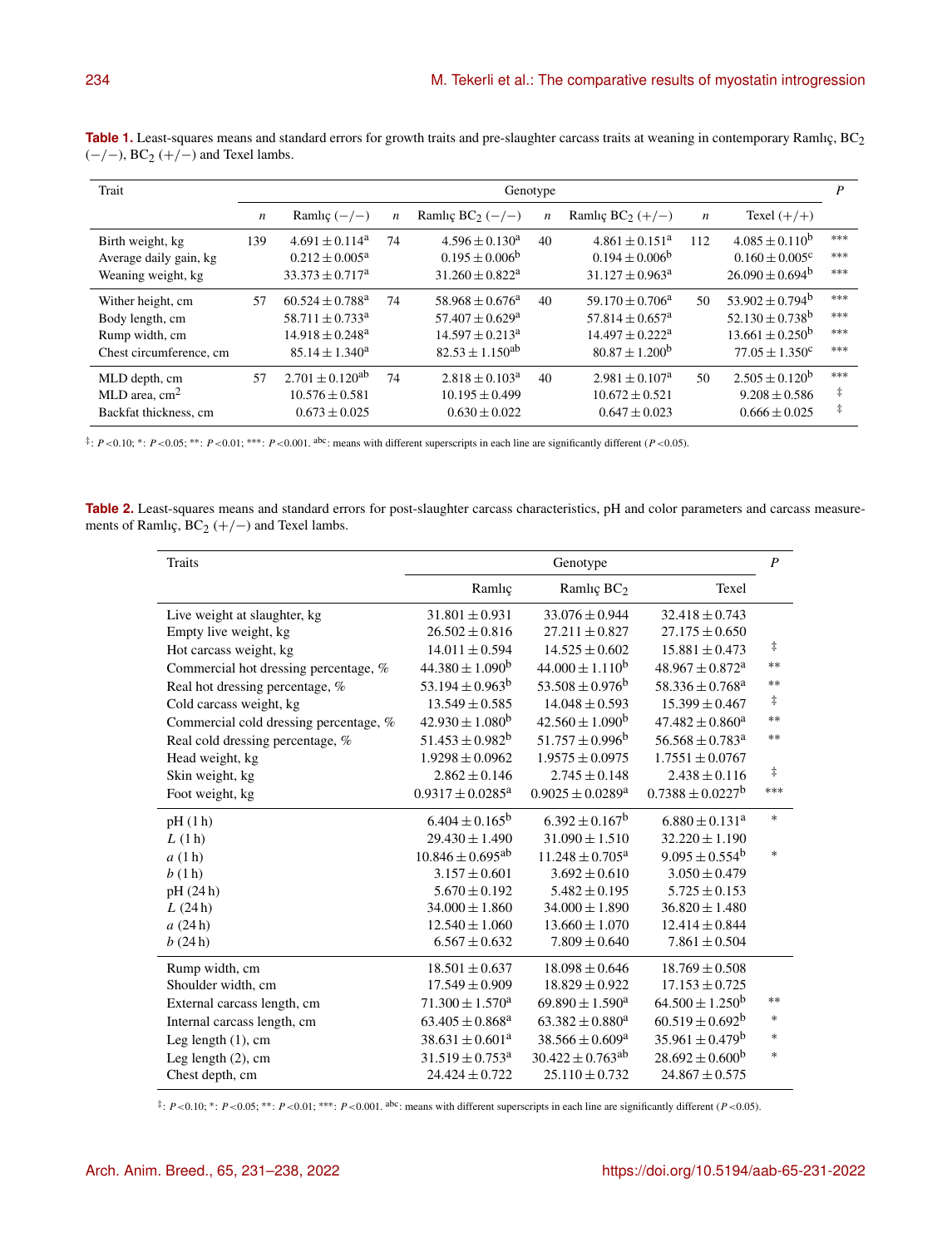**Table 1.** Least-squares means and standard errors for growth traits and pre-slaughter carcass traits at weaning in contemporary Ramlıç, $BC_2$ (−/−), $BC_2$ (+/−) and Texel lambs.

| Trait | Genotype | | | | | | | | *P* |
|---|---|---|---|---|---|---|---|---|---|
| | *n* | Ramlıç (−/−) | *n* | Ramlıç $BC_2$ (−/−) | *n* | Ramlıç $BC_2$ (+/−) | *n* | Texel (+/+) | |
| Birth weight, kg | 139 | $4.691 \pm 0.114^{a}$ | 74 | $4.596 \pm 0.130^{a}$ | 40 | $4.861 \pm 0.151^{a}$ | 112 | $4.085 \pm 0.110^{b}$ | *** |
| Average daily gain, kg | | $0.212 \pm 0.005^{a}$ | | $0.195 \pm 0.006^{b}$ | | $0.194 \pm 0.006^{b}$ | | $0.160 \pm 0.005^{c}$ | *** |
| Weaning weight, kg | | $33.373 \pm 0.717^{a}$ | | $31.260 \pm 0.822^{a}$ | | $31.127 \pm 0.963^{a}$ | | $26.090 \pm 0.694^{b}$ | *** |
| Wither height, cm | 57 | $60.524 \pm 0.788^{a}$ | 74 | $58.968 \pm 0.676^{a}$ | 40 | $59.170 \pm 0.706^{a}$ | 50 | $53.902 \pm 0.794^{b}$ | *** |
| Body length, cm | | $58.711 \pm 0.733^{a}$ | | $57.407 \pm 0.629^{a}$ | | $57.814 \pm 0.657^{a}$ | | $52.130 \pm 0.738^{b}$ | *** |
| Rump width, cm | | $14.918 \pm 0.248^{a}$ | | $14.597 \pm 0.213^{a}$ | | $14.497 \pm 0.222^{a}$ | | $13.661 \pm 0.250^{b}$ | *** |
| Chest circumference, cm | | $85.14 \pm 1.340^{a}$ | | $82.53 \pm 1.150^{ab}$ | | $80.87 \pm 1.200^{b}$ | | $77.05 \pm 1.350^{c}$ | *** |
| MLD depth, cm | 57 | $2.701 \pm 0.120^{ab}$ | 74 | $2.818 \pm 0.103^{a}$ | 40 | $2.981 \pm 0.107^{a}$ | 50 | $2.505 \pm 0.120^{b}$ | *** |
| MLD area, $cm^2$ | | $10.576 \pm 0.581$ | | $10.195 \pm 0.499$ | | $10.672 \pm 0.521$ | | $9.208 \pm 0.586$ | ‡ |
| Backfat thickness, cm | | $0.673 \pm 0.025$ | | $0.630 \pm 0.022$ | | $0.647 \pm 0.023$ | | $0.666 \pm 0.025$ | ‡ |

‡: $P < 0.10$; *: $P < 0.05$; **: $P < 0.01$; ***: $P < 0.001$. abc: means with different superscripts in each line are significantly different ($P < 0.05$).

**Table 2.** Least-squares means and standard errors for post-slaughter carcass characteristics, pH and color parameters and carcass measurements of Ramlıç, $BC_2$ (+/−) and Texel lambs.

| Traits | Genotype | | | *P* |
|---|---|---|---|---|
| | Ramlıç | Ramlıç $BC_2$ | Texel | |
| Live weight at slaughter, kg | $31.801 \pm 0.931$ | $33.076 \pm 0.944$ | $32.418 \pm 0.743$ | |
| Empty live weight, kg | $26.502 \pm 0.816$ | $27.211 \pm 0.827$ | $27.175 \pm 0.650$ | |
| Hot carcass weight, kg | $14.011 \pm 0.594$ | $14.525 \pm 0.602$ | $15.881 \pm 0.473$ | ‡ |
| Commercial hot dressing percentage, % | $44.380 \pm 1.090^{b}$ | $44.000 \pm 1.110^{b}$ | $48.967 \pm 0.872^{a}$ | ** |
| Real hot dressing percentage, % | $53.194 \pm 0.963^{b}$ | $53.508 \pm 0.976^{b}$ | $58.336 \pm 0.768^{a}$ | ** |
| Cold carcass weight, kg | $13.549 \pm 0.585$ | $14.048 \pm 0.593$ | $15.399 \pm 0.467$ | ‡ |
| Commercial cold dressing percentage, % | $42.930 \pm 1.080^{b}$ | $42.560 \pm 1.090^{b}$ | $47.482 \pm 0.860^{a}$ | ** |
| Real cold dressing percentage, % | $51.453 \pm 0.982^{b}$ | $51.757 \pm 0.996^{b}$ | $56.568 \pm 0.783^{a}$ | ** |
| Head weight, kg | $1.9298 \pm 0.0962$ | $1.9575 \pm 0.0975$ | $1.7551 \pm 0.0767$ | |
| Skin weight, kg | $2.862 \pm 0.146$ | $2.745 \pm 0.148$ | $2.438 \pm 0.116$ | ‡ |
| Foot weight, kg | $0.9317 \pm 0.0285^{a}$ | $0.9025 \pm 0.0289^{a}$ | $0.7388 \pm 0.0227^{b}$ | *** |
| pH (1 h) | $6.404 \pm 0.165^{b}$ | $6.392 \pm 0.167^{b}$ | $6.880 \pm 0.131^{a}$ | * |
| *L* (1 h) | $29.430 \pm 1.490$ | $31.090 \pm 1.510$ | $32.220 \pm 1.190$ | |
| *a* (1 h) | $10.846 \pm 0.695^{ab}$ | $11.248 \pm 0.705^{a}$ | $9.095 \pm 0.554^{b}$ | * |
| *b* (1 h) | $3.157 \pm 0.601$ | $3.692 \pm 0.610$ | $3.050 \pm 0.479$ | |
| pH (24 h) | $5.670 \pm 0.192$ | $5.482 \pm 0.195$ | $5.725 \pm 0.153$ | |
| *L* (24 h) | $34.000 \pm 1.860$ | $34.000 \pm 1.890$ | $36.820 \pm 1.480$ | |
| *a* (24 h) | $12.540 \pm 1.060$ | $13.660 \pm 1.070$ | $12.414 \pm 0.844$ | |
| *b* (24 h) | $6.567 \pm 0.632$ | $7.809 \pm 0.640$ | $7.861 \pm 0.504$ | |
| Rump width, cm | $18.501 \pm 0.637$ | $18.098 \pm 0.646$ | $18.769 \pm 0.508$ | |
| Shoulder width, cm | $17.549 \pm 0.909$ | $18.829 \pm 0.922$ | $17.153 \pm 0.725$ | |
| External carcass length, cm | $71.300 \pm 1.570^{a}$ | $69.890 \pm 1.590^{a}$ | $64.500 \pm 1.250^{b}$ | ** |
| Internal carcass length, cm | $63.405 \pm 0.868^{a}$ | $63.382 \pm 0.880^{a}$ | $60.519 \pm 0.692^{b}$ | * |
| Leg length (1), cm | $38.631 \pm 0.601^{a}$ | $38.566 \pm 0.609^{a}$ | $35.961 \pm 0.479^{b}$ | * |
| Leg length (2), cm | $31.519 \pm 0.753^{a}$ | $30.422 \pm 0.763^{ab}$ | $28.692 \pm 0.600^{b}$ | * |
| Chest depth, cm | $24.424 \pm 0.722$ | $25.110 \pm 0.732$ | $24.867 \pm 0.575$ | |

‡: $P < 0.10$; *: $P < 0.05$; **: $P < 0.01$; ***: $P < 0.001$. abc: means with different superscripts in each line are significantly different ($P < 0.05$).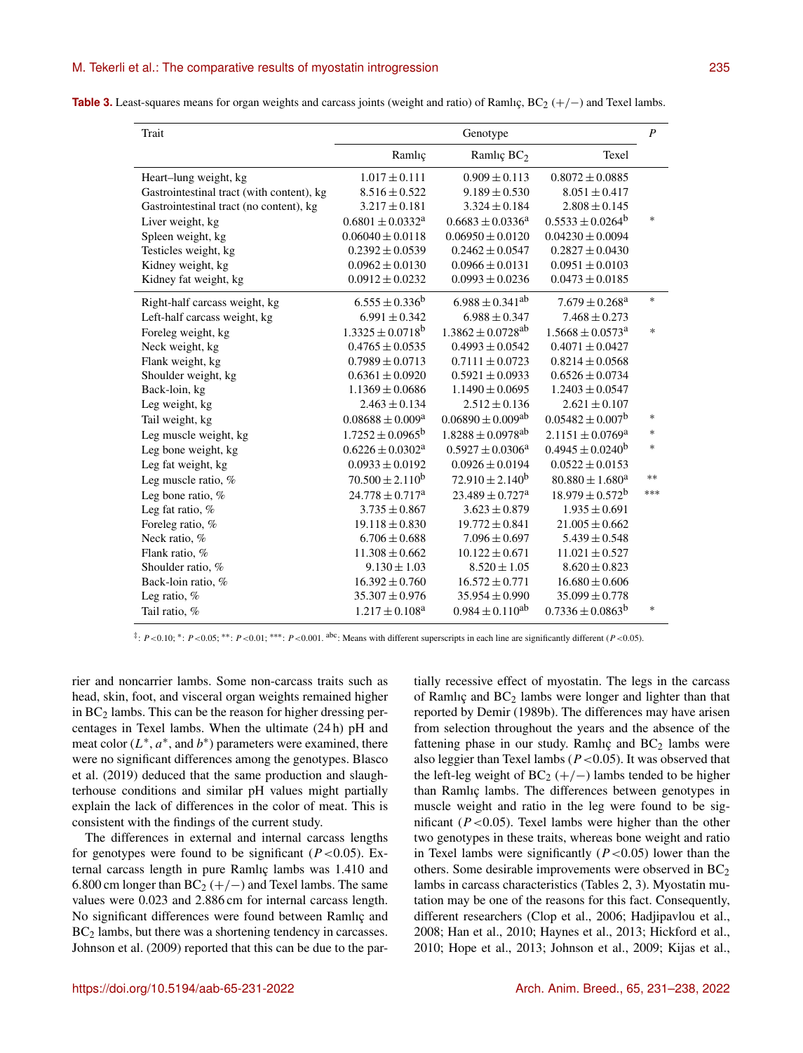**Table 3.** Least-squares means for organ weights and carcass joints (weight and ratio) of Ramlıç, $BC_2$ (+/−) and Texel lambs.

| Trait | Genotype | | | P |
|---|---|---|---|---|
| | Ramlıç | Ramlıç $BC_2$ | Texel | |
| Heart–lung weight, kg | $1.017 \pm 0.111$ | $0.909 \pm 0.113$ | $0.8072 \pm 0.0885$ | |
| Gastrointestinal tract (with content), kg | $8.516 \pm 0.522$ | $9.189 \pm 0.530$ | $8.051 \pm 0.417$ | |
| Gastrointestinal tract (no content), kg | $3.217 \pm 0.181$ | $3.324 \pm 0.184$ | $2.808 \pm 0.145$ | |
| Liver weight, kg | $0.6801 \pm 0.0332^{a}$ | $0.6683 \pm 0.0336^{a}$ | $0.5533 \pm 0.0264^{b}$ | * |
| Spleen weight, kg | $0.06040 \pm 0.0118$ | $0.06950 \pm 0.0120$ | $0.04230 \pm 0.0094$ | |
| Testicles weight, kg | $0.2392 \pm 0.0539$ | $0.2462 \pm 0.0547$ | $0.2827 \pm 0.0430$ | |
| Kidney weight, kg | $0.0962 \pm 0.0130$ | $0.0966 \pm 0.0131$ | $0.0951 \pm 0.0103$ | |
| Kidney fat weight, kg | $0.0912 \pm 0.0232$ | $0.0993 \pm 0.0236$ | $0.0473 \pm 0.0185$ | |
| Right-half carcass weight, kg | $6.555 \pm 0.336^{b}$ | $6.988 \pm 0.341^{ab}$ | $7.679 \pm 0.268^{a}$ | * |
| Left-half carcass weight, kg | $6.991 \pm 0.342$ | $6.988 \pm 0.347$ | $7.468 \pm 0.273$ | |
| Foreleg weight, kg | $1.3325 \pm 0.0718^{b}$ | $1.3862 \pm 0.0728^{ab}$ | $1.5668 \pm 0.0573^{a}$ | * |
| Neck weight, kg | $0.4765 \pm 0.0535$ | $0.4993 \pm 0.0542$ | $0.4071 \pm 0.0427$ | |
| Flank weight, kg | $0.7989 \pm 0.0713$ | $0.7111 \pm 0.0723$ | $0.8214 \pm 0.0568$ | |
| Shoulder weight, kg | $0.6361 \pm 0.0920$ | $0.5921 \pm 0.0933$ | $0.6526 \pm 0.0734$ | |
| Back-loin, kg | $1.1369 \pm 0.0686$ | $1.1490 \pm 0.0695$ | $1.2403 \pm 0.0547$ | |
| Leg weight, kg | $2.463 \pm 0.134$ | $2.512 \pm 0.136$ | $2.621 \pm 0.107$ | |
| Tail weight, kg | $0.08688 \pm 0.009^{a}$ | $0.06890 \pm 0.009^{ab}$ | $0.05482 \pm 0.007^{b}$ | * |
| Leg muscle weight, kg | $1.7252 \pm 0.0965^{b}$ | $1.8288 \pm 0.0978^{ab}$ | $2.1151 \pm 0.0769^{a}$ | * |
| Leg bone weight, kg | $0.6226 \pm 0.0302^{a}$ | $0.5927 \pm 0.0306^{a}$ | $0.4945 \pm 0.0240^{b}$ | * |
| Leg fat weight, kg | $0.0933 \pm 0.0192$ | $0.0926 \pm 0.0194$ | $0.0522 \pm 0.0153$ | |
| Leg muscle ratio, % | $70.500 \pm 2.110^{b}$ | $72.910 \pm 2.140^{b}$ | $80.880 \pm 1.680^{a}$ | ** |
| Leg bone ratio, % | $24.778 \pm 0.717^{a}$ | $23.489 \pm 0.727^{a}$ | $18.979 \pm 0.572^{b}$ | *** |
| Leg fat ratio, % | $3.735 \pm 0.867$ | $3.623 \pm 0.879$ | $1.935 \pm 0.691$ | |
| Foreleg ratio, % | $19.118 \pm 0.830$ | $19.772 \pm 0.841$ | $21.005 \pm 0.662$ | |
| Neck ratio, % | $6.706 \pm 0.688$ | $7.096 \pm 0.697$ | $5.439 \pm 0.548$ | |
| Flank ratio, % | $11.308 \pm 0.662$ | $10.122 \pm 0.671$ | $11.021 \pm 0.527$ | |
| Shoulder ratio, % | $9.130 \pm 1.03$ | $8.520 \pm 1.05$ | $8.620 \pm 0.823$ | |
| Back-loin ratio, % | $16.392 \pm 0.760$ | $16.572 \pm 0.771$ | $16.680 \pm 0.606$ | |
| Leg ratio, % | $35.307 \pm 0.976$ | $35.954 \pm 0.990$ | $35.099 \pm 0.778$ | |
| Tail ratio, % | $1.217 \pm 0.108^{a}$ | $0.984 \pm 0.110^{ab}$ | $0.7336 \pm 0.0863^{b}$ | * |

‡: $P < 0.10$; *: $P < 0.05$; **: $P < 0.01$; ***: $P < 0.001$. abc: Means with different superscripts in each line are significantly different ($P < 0.05$).

rier and noncarrier lambs. Some non-carcass traits such as head, skin, foot, and visceral organ weights remained higher in $BC_2$ lambs. This can be the reason for higher dressing percentages in Texel lambs. When the ultimate (24 h) pH and meat color ($L^*$, $a^*$, and $b^*$) parameters were examined, there were no significant differences among the genotypes. Blasco et al. (2019) deduced that the same production and slaughterhouse conditions and similar pH values might partially explain the lack of differences in the color of meat. This is consistent with the findings of the current study.

The differences in external and internal carcass lengths for genotypes were found to be significant ($P < 0.05$). External carcass length in pure Ramlıç lambs was 1.410 and 6.800 cm longer than $BC_2$ (+/−) and Texel lambs. The same values were 0.023 and 2.886 cm for internal carcass length. No significant differences were found between Ramlıç and $BC_2$ lambs, but there was a shortening tendency in carcasses. Johnson et al. (2009) reported that this can be due to the partially recessive effect of myostatin. The legs in the carcass of Ramlıç and $BC_2$ lambs were longer and lighter than that reported by Demir (1989b). The differences may have arisen from selection throughout the years and the absence of the fattening phase in our study. Ramlıç and $BC_2$ lambs were also leggier than Texel lambs ($P < 0.05$). It was observed that the left-leg weight of $BC_2$ (+/−) lambs tended to be higher than Ramlıç lambs. The differences between genotypes in muscle weight and ratio in the leg were found to be significant ($P < 0.05$). Texel lambs were higher than the other two genotypes in these traits, whereas bone weight and ratio in Texel lambs were significantly ($P < 0.05$) lower than the others. Some desirable improvements were observed in $BC_2$ lambs in carcass characteristics (Tables 2, 3). Myostatin mutation may be one of the reasons for this fact. Consequently, different researchers (Clop et al., 2006; Hadjipavlou et al., 2008; Han et al., 2010; Haynes et al., 2013; Hickford et al., 2010; Hope et al., 2013; Johnson et al., 2009; Kijas et al.,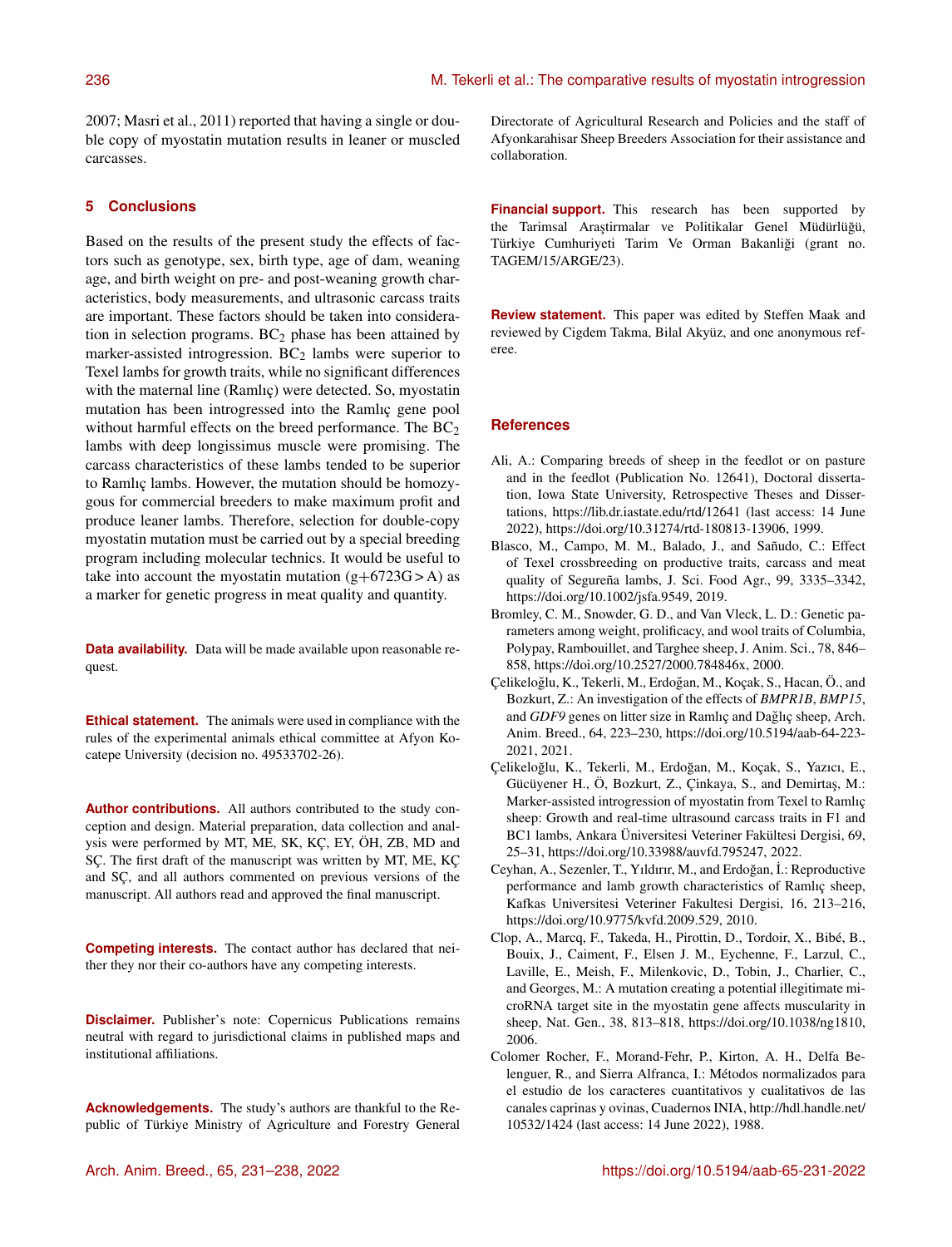2007; Masri et al., 2011) reported that having a single or double copy of myostatin mutation results in leaner or muscled carcasses.

## 5 Conclusions

Based on the results of the present study the effects of factors such as genotype, sex, birth type, age of dam, weaning age, and birth weight on pre- and post-weaning growth characteristics, body measurements, and ultrasonic carcass traits are important. These factors should be taken into consideration in selection programs. $BC_2$ phase has been attained by marker-assisted introgression. $BC_2$ lambs were superior to Texel lambs for growth traits, while no significant differences with the maternal line (Ramlıç) were detected. So, myostatin mutation has been introgressed into the Ramlıç gene pool without harmful effects on the breed performance. The $BC_2$ lambs with deep longissimus muscle were promising. The carcass characteristics of these lambs tended to be superior to Ramlıç lambs. However, the mutation should be homozygous for commercial breeders to make maximum profit and produce leaner lambs. Therefore, selection for double-copy myostatin mutation must be carried out by a special breeding program including molecular technics. It would be useful to take into account the myostatin mutation (g+6723G>A) as a marker for genetic progress in meat quality and quantity.

**Data availability.** Data will be made available upon reasonable request.

**Ethical statement.** The animals were used in compliance with the rules of the experimental animals ethical committee at Afyon Kocatepe University (decision no. 49533702-26).

**Author contributions.** All authors contributed to the study conception and design. Material preparation, data collection and analysis were performed by MT, ME, SK, KÇ, EY, ÖH, ZB, MD and SÇ. The first draft of the manuscript was written by MT, ME, KÇ and SÇ, and all authors commented on previous versions of the manuscript. All authors read and approved the final manuscript.

**Competing interests.** The contact author has declared that neither they nor their co-authors have any competing interests.

**Disclaimer.** Publisher's note: Copernicus Publications remains neutral with regard to jurisdictional claims in published maps and institutional affiliations.

**Acknowledgements.** The study's authors are thankful to the Republic of Türkiye Ministry of Agriculture and Forestry General Directorate of Agricultural Research and Policies and the staff of Afyonkarahisar Sheep Breeders Association for their assistance and collaboration.

**Financial support.** This research has been supported by the Tarimsal Araştirmalar ve Politikalar Genel Müdürlüğü, Türkiye Cumhuriyeti Tarim Ve Orman Bakanliği (grant no. TAGEM/15/ARGE/23).

**Review statement.** This paper was edited by Steffen Maak and reviewed by Cigdem Takma, Bilal Akyüz, and one anonymous referee.

## References

Ali, A.: Comparing breeds of sheep in the feedlot or on pasture and in the feedlot (Publication No. 12641), Doctoral dissertation, Iowa State University, Retrospective Theses and Dissertations, https://lib.dr.iastate.edu/rtd/12641 (last access: 14 June 2022), https://doi.org/10.31274/rtd-180813-13906, 1999.

Blasco, M., Campo, M. M., Balado, J., and Sañudo, C.: Effect of Texel crossbreeding on productive traits, carcass and meat quality of Segureña lambs, J. Sci. Food Agr., 99, 3335–3342, https://doi.org/10.1002/jsfa.9549, 2019.

Bromley, C. M., Snowder, G. D., and Van Vleck, L. D.: Genetic parameters among weight, prolificacy, and wool traits of Columbia, Polypay, Rambouillet, and Targhee sheep, J. Anim. Sci., 78, 846–858, https://doi.org/10.2527/2000.784846x, 2000.

Çelikeloğlu, K., Tekerli, M., Erdoğan, M., Koçak, S., Hacan, Ö., and Bozkurt, Z.: An investigation of the effects of *BMPR1B*, *BMP15*, and *GDF9* genes on litter size in Ramlıç and Dağlıç sheep, Arch. Anim. Breed., 64, 223–230, https://doi.org/10.5194/aab-64-223-2021, 2021.

Çelikeloğlu, K., Tekerli, M., Erdoğan, M., Koçak, S., Yazıcı, E., Gücüyener H., Ö, Bozkurt, Z., Çinkaya, S., and Demirtaş, M.: Marker-assisted introgression of myostatin from Texel to Ramlıç sheep: Growth and real-time ultrasound carcass traits in F1 and BC1 lambs, Ankara Üniversitesi Veteriner Fakültesi Dergisi, 69, 25–31, https://doi.org/10.33988/auvfd.795247, 2022.

Ceyhan, A., Sezenler, T., Yıldırır, M., and Erdoğan, İ.: Reproductive performance and lamb growth characteristics of Ramlıç sheep, Kafkas Universitesi Veteriner Fakultesi Dergisi, 16, 213–216, https://doi.org/10.9775/kvfd.2009.529, 2010.

Clop, A., Marcq, F., Takeda, H., Pirottin, D., Tordoir, X., Bibé, B., Bouix, J., Caiment, F., Elsen J. M., Eychenne, F., Larzul, C., Laville, E., Meish, F., Milenkovic, D., Tobin, J., Charlier, C., and Georges, M.: A mutation creating a potential illegitimate microRNA target site in the myostatin gene affects muscularity in sheep, Nat. Gen., 38, 813–818, https://doi.org/10.1038/ng1810, 2006.

Colomer Rocher, F., Morand-Fehr, P., Kirton, A. H., Delfa Belenguer, R., and Sierra Alfranca, I.: Métodos normalizados para el estudio de los caracteres cuantitativos y cualitativos de las canales caprinas y ovinas, Cuadernos INIA, http://hdl.handle.net/10532/1424 (last access: 14 June 2022), 1988.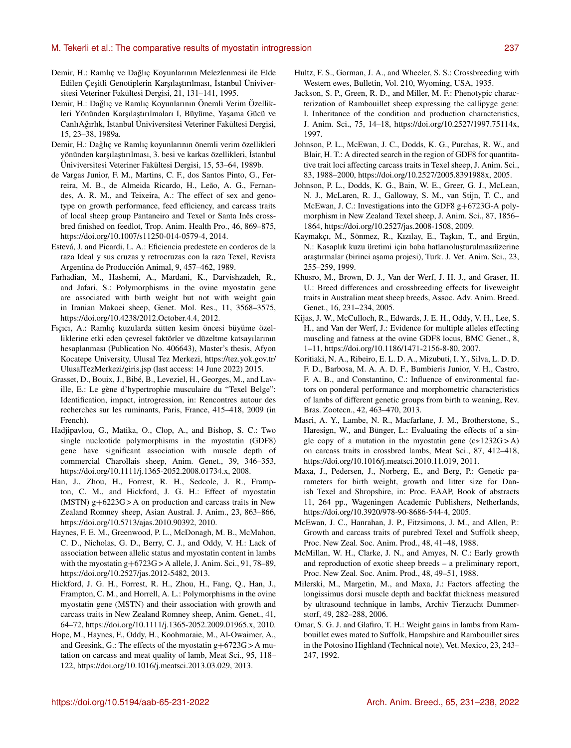Demir, H.: Ramlıç ve Dağlıç Koyunlarının Melezlenmesi ile Elde Edilen Çeşitli Genotiplerin Karşılaştırılması, İstanbul Üniversitesi Veteriner Fakültesi Dergisi, 21, 131–141, 1995.

Demir, H.: Dağlıç ve Ramlıç Koyunlarının Önemli Verim Özellikleri Yönünden Karşılaştırılmaları I, Büyüme, Yaşama Gücü ve CanlıAğırlık, İstanbul Üniviversitesi Veteriner Fakültesi Dergisi, 15, 23–38, 1989a.

Demir, H.: Dağlıç ve Ramlıç koyunlarının önemli verim özellikleri yönünden karşılaştırılması, 3. besi ve karkas özellikleri, İstanbul Üniviversitesi Veteriner Fakültesi Dergisi, 15, 53–64, 1989b.

de Vargas Junior, F. M., Martins, C. F., dos Santos Pinto, G., Ferreira, M. B., de Almeida Ricardo, H., Leão, A. G., Fernandes, A. R. M., and Teixeira, A.: The effect of sex and genotype on growth performance, feed efficiency, and carcass traits of local sheep group Pantaneiro and Texel or Santa Inês crossbred finished on feedlot, Trop. Anim. Health Pro., 46, 869–875, https://doi.org/10.1007/s11250-014-0579-4, 2014.

Estevá, J. and Picardi, L. A.: Eficiencia predestete en corderos de la raza Ideal y sus cruzas y retrocruzas con la raza Texel, Revista Argentina de Producción Animal, 9, 457–462, 1989.

Farhadian, M., Hashemi, A., Mardani, K., Darvishzadeh, R., and Jafari, S.: Polymorphisms in the ovine myostatin gene are associated with birth weight but not with weight gain in Iranian Makoei sheep, Genet. Mol. Res., 11, 3568–3575, https://doi.org/10.4238/2012.October.4.4, 2012.

Fıçıcı, A.: Ramlıç kuzularda sütten kesim öncesi büyüme özelliklerine etki eden çevresel faktörler ve düzeltme katsayılarının hesaplanması (Publication No. 406643), Master's thesis, Afyon Kocatepe University, Ulusal Tez Merkezi, https://tez.yok.gov.tr/UlusalTezMerkezi/giris.jsp (last access: 14 June 2022) 2015.

Grasset, D., Bouix, J., Bibé, B., Leveziel, H., Georges, M., and Laville, E.: Le gène d'hypertrophie musculaire du "Texel Belge": Identification, impact, introgression, in: Rencontres autour des recherches sur les ruminants, Paris, France, 415–418, 2009 (in French).

Hadjipavlou, G., Matika, O., Clop, A., and Bishop, S. C.: Two single nucleotide polymorphisms in the myostatin (GDF8) gene have significant association with muscle depth of commercial Charollais sheep, Anim. Genet., 39, 346–353, https://doi.org/10.1111/j.1365-2052.2008.01734.x, 2008.

Han, J., Zhou, H., Forrest, R. H., Sedcole, J. R., Frampton, C. M., and Hickford, J. G. H.: Effect of myostatin (MSTN) g+6223G>A on production and carcass traits in New Zealand Romney sheep, Asian Austral. J. Anim., 23, 863–866, https://doi.org/10.5713/ajas.2010.90392, 2010.

Haynes, F. E. M., Greenwood, P. L., McDonagh, M. B., McMahon, C. D., Nicholas, G. D., Berry, C. J., and Oddy, V. H.: Lack of association between allelic status and myostatin content in lambs with the myostatin g+6723G>A allele, J. Anim. Sci., 91, 78–89, https://doi.org/10.2527/jas.2012-5482, 2013.

Hickford, J. G. H., Forrest, R. H., Zhou, H., Fang, Q., Han, J., Frampton, C. M., and Horrell, A. L.: Polymorphisms in the ovine myostatin gene (MSTN) and their association with growth and carcass traits in New Zealand Romney sheep, Anim. Genet., 41, 64–72, https://doi.org/10.1111/j.1365-2052.2009.01965.x, 2010.

Hope, M., Haynes, F., Oddy, H., Koohmaraie, M., Al-Owaimer, A., and Geesink, G.: The effects of the myostatin g+6723G>A mutation on carcass and meat quality of lamb, Meat Sci., 95, 118–122, https://doi.org/10.1016/j.meatsci.2013.03.029, 2013.

Hultz, F. S., Gorman, J. A., and Wheeler, S. S.: Crossbreeding with Western ewes, Bulletin, Vol. 210, Wyoming, USA, 1935.

Jackson, S. P., Green, R. D., and Miller, M. F.: Phenotypic characterization of Rambouillet sheep expressing the callipyge gene: I. Inheritance of the condition and production characteristics, J. Anim. Sci., 75, 14–18, https://doi.org/10.2527/1997.75114x, 1997.

Johnson, P. L., McEwan, J. C., Dodds, K. G., Purchas, R. W., and Blair, H. T.: A directed search in the region of GDF8 for quantitative trait loci affecting carcass traits in Texel sheep, J. Anim. Sci., 83, 1988–2000, https://doi.org/10.2527/2005.8391988x, 2005.

Johnson, P. L., Dodds, K. G., Bain, W. E., Greer, G. J., McLean, N. J., McLaren, R. J., Galloway, S. M., van Stijn, T. C., and McEwan, J. C.: Investigations into the GDF8 g+6723G-A polymorphism in New Zealand Texel sheep, J. Anim. Sci., 87, 1856–1864, https://doi.org/10.2527/jas.2008-1508, 2009.

Kaymakçı, M., Sönmez, R., Kızılay, E., Taşkın, T., and Ergün, N.: Kasaplık kuzu üretimi için baba hatlarıoluşturulmasıüzerine araştırmalar (birinci aşama projesi), Turk. J. Vet. Anim. Sci., 23, 255–259, 1999.

Khusro, M., Brown, D. J., Van der Werf, J. H. J., and Graser, H. U.: Breed differences and crossbreeding effects for liveweight traits in Australian meat sheep breeds, Assoc. Adv. Anim. Breed. Genet., 16, 231–234, 2005.

Kijas, J. W., McCulloch, R., Edwards, J. E. H., Oddy, V. H., Lee, S. H., and Van der Werf, J.: Evidence for multiple alleles effecting muscling and fatness at the ovine GDF8 locus, BMC Genet., 8, 1–11, https://doi.org/10.1186/1471-2156-8-80, 2007.

Koritiaki, N. A., Ribeiro, E. L. D. A., Mizubuti, I. Y., Silva, L. D. D. F. D., Barbosa, M. A. A. D. F., Bumbieris Junior, V. H., Castro, F. A. B., and Constantino, C.: Influence of environmental factors on ponderal performance and morphometric characteristics of lambs of different genetic groups from birth to weaning, Rev. Bras. Zootecn., 42, 463–470, 2013.

Masri, A. Y., Lambe, N. R., Macfarlane, J. M., Brotherstone, S., Haresign, W., and Bünger, L.: Evaluating the effects of a single copy of a mutation in the myostatin gene (c∗1232G>A) on carcass traits in crossbred lambs, Meat Sci., 87, 412–418, https://doi.org/10.1016/j.meatsci.2010.11.019, 2011.

Maxa, J., Pedersen, J., Norberg, E., and Berg, P.: Genetic parameters for birth weight, growth and litter size for Danish Texel and Shropshire, in: Proc. EAAP, Book of abstracts 11, 264 pp., Wageningen Academic Publishers, Netherlands, https://doi.org/10.3920/978-90-8686-544-4, 2005.

McEwan, J. C., Hanrahan, J. P., Fitzsimons, J. M., and Allen, P.: Growth and carcass traits of purebred Texel and Suffolk sheep, Proc. New Zeal. Soc. Anim. Prod., 48, 41–48, 1988.

McMillan, W. H., Clarke, J. N., and Amyes, N. C.: Early growth and reproduction of exotic sheep breeds – a preliminary report, Proc. New Zeal. Soc. Anim. Prod., 48, 49–51, 1988.

Milerski, M., Margetin, M., and Maxa, J.: Factors affecting the longissimus dorsi muscle depth and backfat thickness measured by ultrasound technique in lambs, Archiv Tierzucht Dummerstorf, 49, 282–288, 2006.

Omar, S. G. J. and Glafiro, T. H.: Weight gains in lambs from Rambouillet ewes mated to Suffolk, Hampshire and Rambouillet sires in the Potosino Highland (Technical note), Vet. Mexico, 23, 243–247, 1992.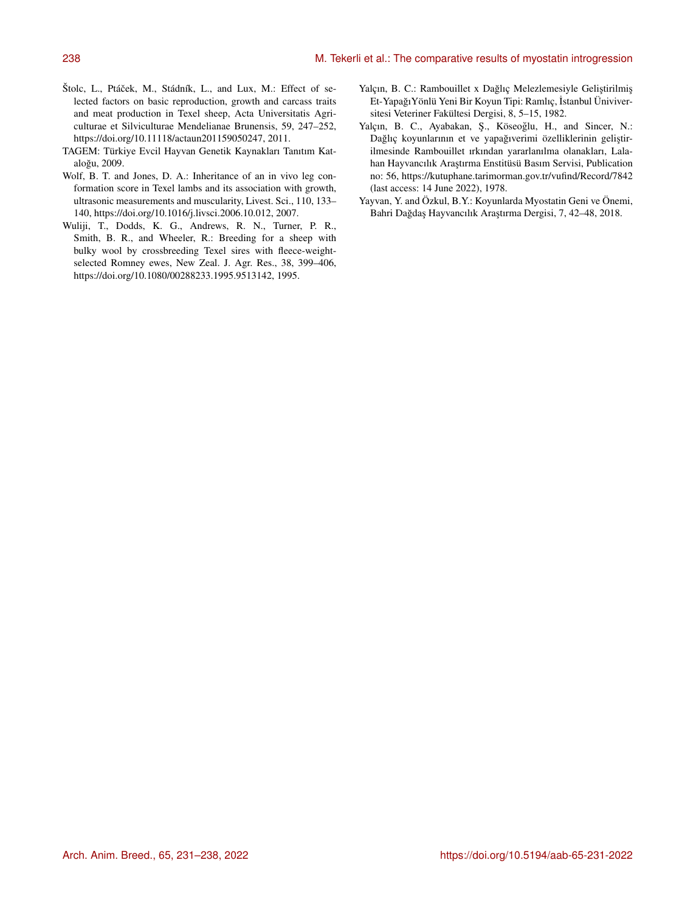Štolc, L., Ptáček, M., Stádník, L., and Lux, M.: Effect of selected factors on basic reproduction, growth and carcass traits and meat production in Texel sheep, Acta Universitatis Agriculturae et Silviculturae Mendelianae Brunensis, 59, 247–252, https://doi.org/10.11118/actaun201159050247, 2011.

TAGEM: Türkiye Evcil Hayvan Genetik Kaynakları Tanıtım Kataloğu, 2009.

Wolf, B. T. and Jones, D. A.: Inheritance of an in vivo leg conformation score in Texel lambs and its association with growth, ultrasonic measurements and muscularity, Livest. Sci., 110, 133–140, https://doi.org/10.1016/j.livsci.2006.10.012, 2007.

Wuliji, T., Dodds, K. G., Andrews, R. N., Turner, P. R., Smith, B. R., and Wheeler, R.: Breeding for a sheep with bulky wool by crossbreeding Texel sires with fleece-weight-selected Romney ewes, New Zeal. J. Agr. Res., 38, 399–406, https://doi.org/10.1080/00288233.1995.9513142, 1995.

Yalçın, B. C.: Rambouillet x Dağlıç Melezlemesiyle Geliştirilmiş Et-YapağıYönlü Yeni Bir Koyun Tipi: Ramlıç, İstanbul Üniviversitesi Veteriner Fakültesi Dergisi, 8, 5–15, 1982.

Yalçın, B. C., Ayabakan, Ş., Köseoğlu, H., and Sincer, N.: Dağlıç koyunlarının et ve yapağıverimi özelliklerinin geliştirilmesinde Rambouillet ırkından yararlanılma olanakları, Lalahan Hayvancılık Araştırma Enstitüsü Basım Servisi, Publication no: 56, https://kutuphane.tarimorman.gov.tr/vufind/Record/7842 (last access: 14 June 2022), 1978.

Yayvan, Y. and Özkul, B.Y.: Koyunlarda Myostatin Geni ve Önemi, Bahri Dağdaş Hayvancılık Araştırma Dergisi, 7, 42–48, 2018.